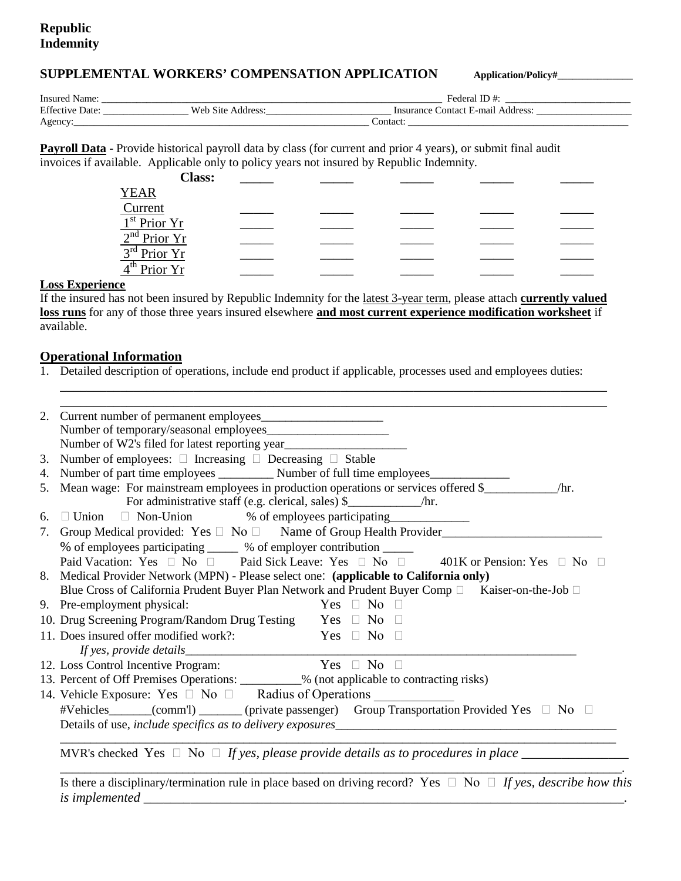**Republic Indemnity**

## SUPPLEMENTAL WORKERS' COMPENSATION APPLICATION

**Application/Policy#______________**

Insured Name: ______________________________________________________________ Federal ID #: _________________________
Effective Date: _________________ Web Site Address:_________________________ Insurance Contact E-mail Address: ___________________
Agency:______________________________________________________________ Contact: _____________________________________________

**Payroll Data** - Provide historical payroll data by class (for current and prior 4 years), or submit final audit invoices if available. Applicable only to policy years not insured by Republic Indemnity.

| **Class:** | _____ | _____ | _____ | _____ | _____ |
|---|---|---|---|---|---|
| YEAR | | | | | |
| Current | _____ | _____ | _____ | _____ | _____ |
| 1st Prior Yr | _____ | _____ | _____ | _____ | _____ |
| 2nd Prior Yr | _____ | _____ | _____ | _____ | _____ |
| 3rd Prior Yr | _____ | _____ | _____ | _____ | _____ |
| 4th Prior Yr | _____ | _____ | _____ | _____ | _____ |

**Loss Experience**

If the insured has not been insured by Republic Indemnity for the latest 3-year term, please attach **currently valued loss runs** for any of those three years insured elsewhere **and most current experience modification worksheet** if available.

**Operational Information**

1. Detailed description of operations, include end product if applicable, processes used and employees duties:
   ____________________________________________________________________________________
   ____________________________________________________________________________________
2. Current number of permanent employees____________________
   Number of temporary/seasonal employees____________________
   Number of W2's filed for latest reporting year____________________
3. Number of employees: ☐ Increasing ☐ Decreasing ☐ Stable
4. Number of part time employees _________ Number of full time employees_____________
5. Mean wage: For mainstream employees in production operations or services offered $____________/hr.
   For administrative staff (e.g. clerical, sales) $____________/hr.
6. ☐ Union ☐ Non-Union % of employees participating_____________
7. Group Medical provided: Yes ☐ No ☐ Name of Group Health Provider__________________________
   % of employees participating _____ % of employer contribution _____
   Paid Vacation: Yes ☐ No ☐ Paid Sick Leave: Yes ☐ No ☐ 401K or Pension: Yes ☐ No ☐
8. Medical Provider Network (MPN) - Please select one: **(applicable to California only)**
   Blue Cross of California Prudent Buyer Plan Network and Prudent Buyer Comp ☐ Kaiser-on-the-Job ☐
9. Pre-employment physical: Yes ☐ No ☐
10. Drug Screening Program/Random Drug Testing Yes ☐ No ☐
11. Does insured offer modified work?: Yes ☐ No ☐
    *If yes, provide details*____________________________________________________________________
12. Loss Control Incentive Program: Yes ☐ No ☐
13. Percent of Off Premises Operations: __________% (not applicable to contracting risks)
14. Vehicle Exposure: Yes ☐ No ☐ Radius of Operations ____________
    #Vehicles_______(comm'l) _______ (private passenger) Group Transportation Provided Yes ☐ No ☐
    Details of use, *include specifics as to delivery exposures*______________________________________________
    ____________________________________________________________________________________
    MVR's checked Yes ☐ No ☐ *If yes, please provide details as to procedures in place* ________________
    ____________________________________________________________________________________.
    Is there a disciplinary/termination rule in place based on driving record? Yes ☐ No ☐ *If yes, describe how this is implemented* ______________________________________________________________________.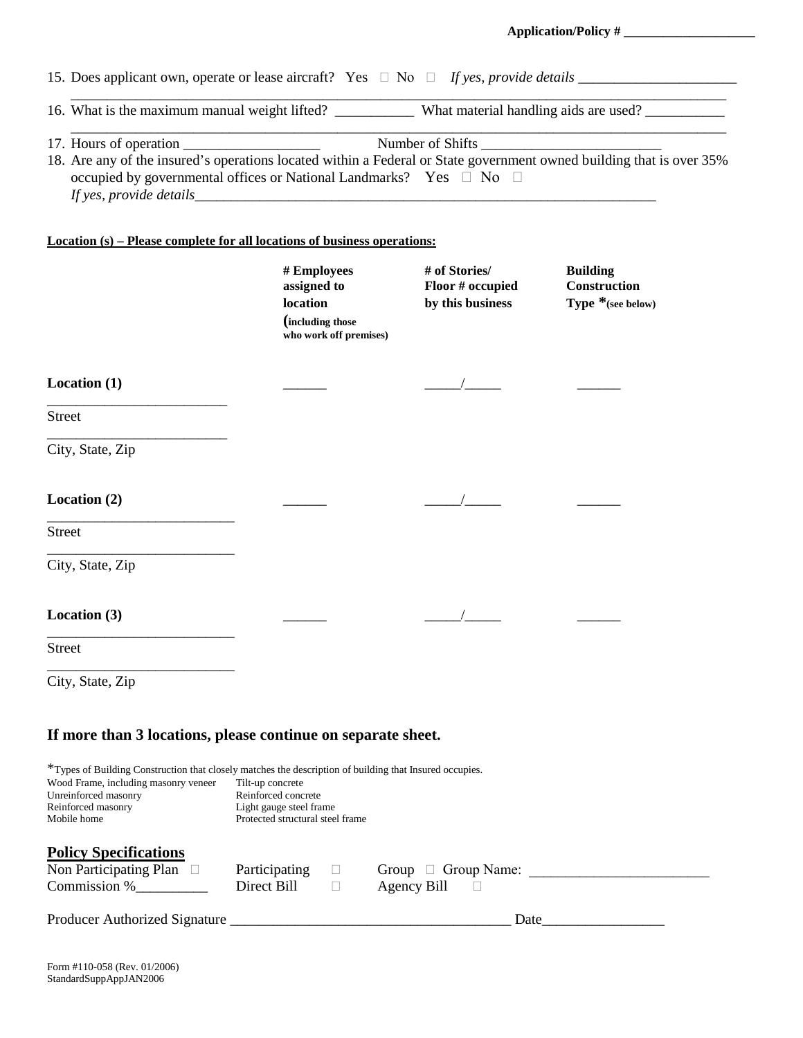Application/Policy # ____________________

15. Does applicant own, operate or lease aircraft? Yes ☐ No ☐ *If yes, provide details* ______________________
_____________________________________________________________________________________

16. What is the maximum manual weight lifted? ___________ What material handling aids are used? ___________
_____________________________________________________________________________________

17. Hours of operation ___________________ Number of Shifts _________________________

18. Are any of the insured's operations located within a Federal or State government owned building that is over 35% occupied by governmental offices or National Landmarks? Yes ☐ No ☐
*If yes, provide details*_________________________________________________________________

**Location (s) – Please complete for all locations of business operations:**

| | **# Employees assigned to location** (including those who work off premises) | **# of Stories/ Floor # occupied by this business** | **Building Construction Type *(see below)** |
|---|---|---|---|
| **Location (1)**<br>_________________________<br>Street<br>_________________________<br>City, State, Zip | ______ | _____/_____ | ______ |
| **Location (2)**<br>_________________________<br>Street<br>_________________________<br>City, State, Zip | ______ | _____/_____ | ______ |
| **Location (3)**<br>_________________________<br>Street<br>_________________________<br>City, State, Zip | ______ | _____/_____ | ______ |

## If more than 3 locations, please continue on separate sheet.

*Types of Building Construction that closely matches the description of building that Insured occupies.

| | |
|---|---|
| Wood Frame, including masonry veneer | Tilt-up concrete |
| Unreinforced masonry | Reinforced concrete |
| Reinforced masonry | Light gauge steel frame |
| Mobile home | Protected structural steel frame |

## Policy Specifications

Non Participating Plan ☐ Participating ☐ Group ☐ Group Name: ________________________

Commission %_________ Direct Bill ☐ Agency Bill ☐

Producer Authorized Signature ______________________________________ Date________________

Form #110-058 (Rev. 01/2006)
StandardSuppAppJAN2006